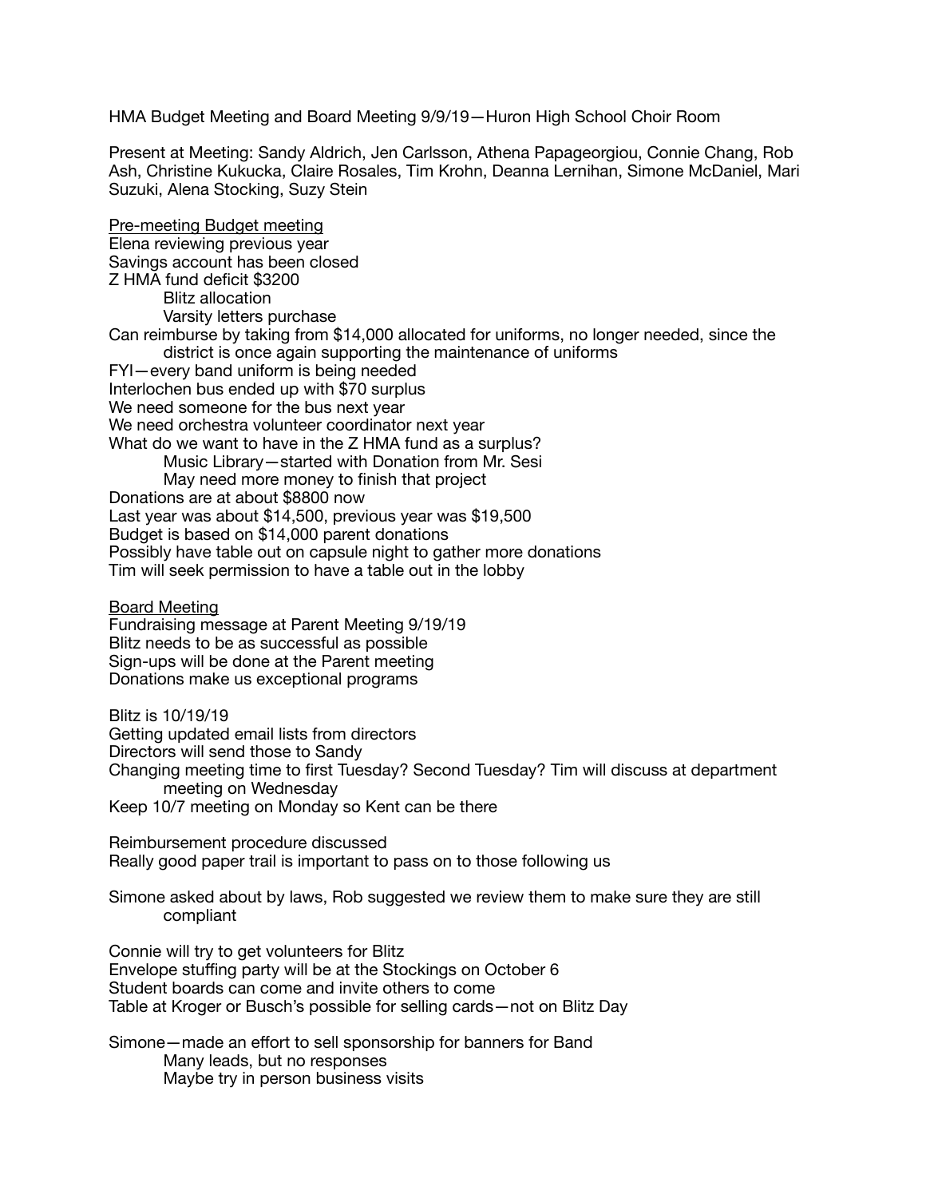HMA Budget Meeting and Board Meeting 9/9/19—Huron High School Choir Room

Present at Meeting: Sandy Aldrich, Jen Carlsson, Athena Papageorgiou, Connie Chang, Rob Ash, Christine Kukucka, Claire Rosales, Tim Krohn, Deanna Lernihan, Simone McDaniel, Mari Suzuki, Alena Stocking, Suzy Stein

<u>Pre-meeting Budget meeting</u>

Elena reviewing previous year
Savings account has been closed
Z HMA fund deficit $3200
- Blitz allocation
- Varsity letters purchase

Can reimburse by taking from $14,000 allocated for uniforms, no longer needed, since the district is once again supporting the maintenance of uniforms
FYI—every band uniform is being needed
Interlochen bus ended up with $70 surplus
We need someone for the bus next year
We need orchestra volunteer coordinator next year
What do we want to have in the Z HMA fund as a surplus?
- Music Library—started with Donation from Mr. Sesi
- May need more money to finish that project

Donations are at about $8800 now
Last year was about $14,500, previous year was $19,500
Budget is based on $14,000 parent donations
Possibly have table out on capsule night to gather more donations
Tim will seek permission to have a table out in the lobby

<u>Board Meeting</u>

Fundraising message at Parent Meeting 9/19/19
Blitz needs to be as successful as possible
Sign-ups will be done at the Parent meeting
Donations make us exceptional programs

Blitz is 10/19/19
Getting updated email lists from directors
Directors will send those to Sandy
Changing meeting time to first Tuesday? Second Tuesday? Tim will discuss at department meeting on Wednesday
Keep 10/7 meeting on Monday so Kent can be there

Reimbursement procedure discussed
Really good paper trail is important to pass on to those following us

Simone asked about by laws, Rob suggested we review them to make sure they are still compliant

Connie will try to get volunteers for Blitz
Envelope stuffing party will be at the Stockings on October 6
Student boards can come and invite others to come
Table at Kroger or Busch's possible for selling cards—not on Blitz Day

Simone—made an effort to sell sponsorship for banners for Band
- Many leads, but no responses
- Maybe try in person business visits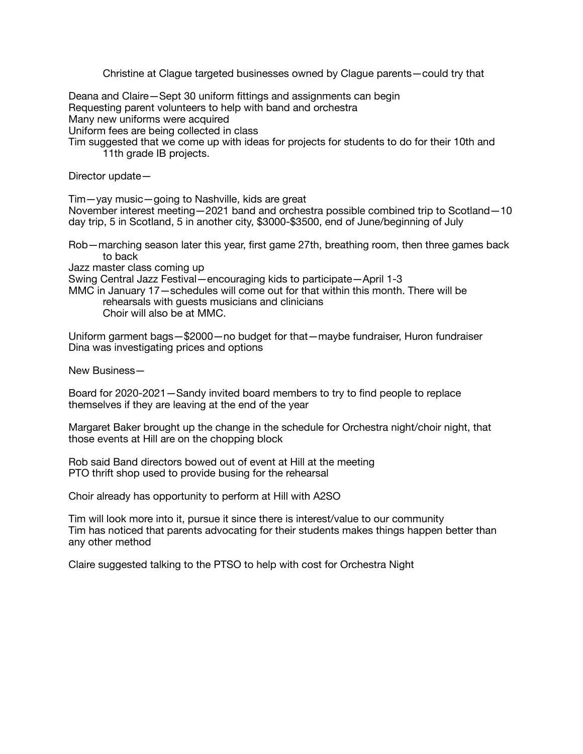Christine at Clague targeted businesses owned by Clague parents—could try that

Deana and Claire—Sept 30 uniform fittings and assignments can begin
Requesting parent volunteers to help with band and orchestra
Many new uniforms were acquired
Uniform fees are being collected in class
Tim suggested that we come up with ideas for projects for students to do for their 10th and 11th grade IB projects.

Director update—

Tim—yay music—going to Nashville, kids are great
November interest meeting—2021 band and orchestra possible combined trip to Scotland—10 day trip, 5 in Scotland, 5 in another city, $3000-$3500, end of June/beginning of July

Rob—marching season later this year, first game 27th, breathing room, then three games back to back
Jazz master class coming up
Swing Central Jazz Festival—encouraging kids to participate—April 1-3
MMC in January 17—schedules will come out for that within this month. There will be rehearsals with guests musicians and clinicians
Choir will also be at MMC.

Uniform garment bags—$2000—no budget for that—maybe fundraiser, Huron fundraiser
Dina was investigating prices and options

New Business—

Board for 2020-2021—Sandy invited board members to try to find people to replace themselves if they are leaving at the end of the year

Margaret Baker brought up the change in the schedule for Orchestra night/choir night, that those events at Hill are on the chopping block

Rob said Band directors bowed out of event at Hill at the meeting
PTO thrift shop used to provide busing for the rehearsal

Choir already has opportunity to perform at Hill with A2SO

Tim will look more into it, pursue it since there is interest/value to our community
Tim has noticed that parents advocating for their students makes things happen better than any other method

Claire suggested talking to the PTSO to help with cost for Orchestra Night